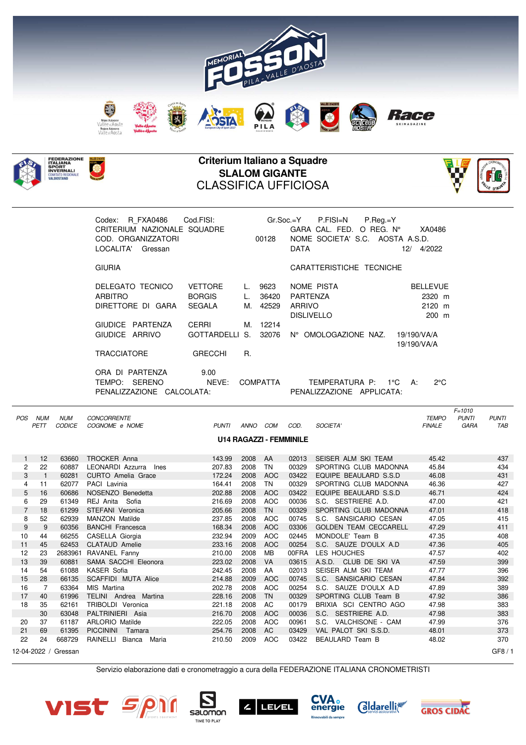# Criterium Italiano a Squadre
## SLALOM GIGANTE
## CLASSIFICA UFFICIOSA

Codex: R_FXA0486 Cod.FISI: Gr.Soc.=Y P.FISI=N P.Reg.=Y
CRITERIUM NAZIONALE SQUADRE GARA CAL. FED. O REG. N° XA0486
COD. ORGANIZZATORI 00128 NOME SOCIETA' S.C. AOSTA A.S.D.
LOCALITA' Gressan DATA 12/ 4/2022

GIURIA | CARATTERISTICHE TECNICHE

DELEGATO TECNICO VETTORE L. 9623
ARBITRO BORGIS L. 36420
DIRETTORE DI GARA SEGALA M. 42529

GIUDICE PARTENZA CERRI M. 12214
GIUDICE ARRIVO GOTTARDELLI S. 32076

TRACCIATORE GRECCHI R.

NOME PISTA BELLEVUE
PARTENZA 2320 m
ARRIVO 2120 m
DISLIVELLO 200 m
N° OMOLOGAZIONE NAZ. 19/190/VA/A 19/190/VA/A

ORA DI PARTENZA 9.00
TEMPO: SERENO NEVE: COMPATTA TEMPERATURA P: 1°C A: 2°C
PENALIZZAZIONE CALCOLATA: PENALIZZAZIONE APPLICATA:

### U14 RAGAZZI - FEMMINILE

| POS | NUM PETT | NUM CODICE | CONCORRENTE COGNOME e NOME | PUNTI | ANNO | COM | COD. | SOCIETA' | TEMPO FINALE | F=1010 PUNTI GARA | PUNTI TAB |
|---|---|---|---|---|---|---|---|---|---|---|---|
| 1 | 12 | 63660 | TROCKER Anna | 143.99 | 2008 | AA | 02013 | SEISER ALM SKI TEAM | 45.42 | | 437 |
| 2 | 22 | 60887 | LEONARDI Azzurra Ines | 207.83 | 2008 | TN | 00329 | SPORTING CLUB MADONNA | 45.84 | | 434 |
| 3 | 1 | 60281 | CURTO Amelia Grace | 172.24 | 2008 | AOC | 03422 | EQUIPE BEAULARD S.S.D | 46.08 | | 431 |
| 4 | 11 | 62077 | PACI Lavinia | 164.41 | 2008 | TN | 00329 | SPORTING CLUB MADONNA | 46.36 | | 427 |
| 5 | 16 | 60686 | NOSENZO Benedetta | 202.88 | 2008 | AOC | 03422 | EQUIPE BEAULARD S.S.D | 46.71 | | 424 |
| 6 | 29 | 61349 | REJ Anita Sofia | 216.69 | 2008 | AOC | 00036 | S.C. SESTRIERE A.D. | 47.00 | | 421 |
| 7 | 18 | 61299 | STEFANI Veronica | 205.66 | 2008 | TN | 00329 | SPORTING CLUB MADONNA | 47.01 | | 418 |
| 8 | 52 | 62939 | MANZON Matilde | 237.85 | 2008 | AOC | 00745 | S.C. SANSICARIO CESAN | 47.05 | | 415 |
| 9 | 9 | 60356 | BANCHI Francesca | 168.34 | 2008 | AOC | 03306 | GOLDEN TEAM CECCARELL | 47.29 | | 411 |
| 10 | 44 | 66255 | CASELLA Giorgia | 232.94 | 2009 | AOC | 02445 | MONDOLE' Team B | 47.35 | | 408 |
| 11 | 45 | 62453 | CLATAUD Amelie | 233.16 | 2008 | AOC | 00254 | S.C. SAUZE D'OULX A.D | 47.36 | | 405 |
| 12 | 23 | 2683961 | RAVANEL Fanny | 210.00 | 2008 | MB | 00FRA | LES HOUCHES | 47.57 | | 402 |
| 13 | 39 | 60881 | SAMA SACCHI Eleonora | 223.02 | 2008 | VA | 03615 | A.S.D. CLUB DE SKI VA | 47.59 | | 399 |
| 14 | 54 | 61088 | KASER Sofia | 242.45 | 2008 | AA | 02013 | SEISER ALM SKI TEAM | 47.77 | | 396 |
| 15 | 28 | 66135 | SCAFFIDI MUTA Alice | 214.88 | 2009 | AOC | 00745 | S.C. SANSICARIO CESAN | 47.84 | | 392 |
| 16 | 7 | 63364 | MIS Martina | 202.78 | 2008 | AOC | 00254 | S.C. SAUZE D'OULX A.D | 47.89 | | 389 |
| 17 | 40 | 61996 | TELINI Andrea Martina | 228.16 | 2008 | TN | 00329 | SPORTING CLUB Team B | 47.92 | | 386 |
| 18 | 35 | 62161 | TRIBOLDI Veronica | 221.18 | 2008 | AC | 00179 | BRIXIA SCI CENTRO AGO | 47.98 | | 383 |
| | 30 | 63048 | PALTRINIERI Asia | 216.70 | 2008 | AOC | 00036 | S.C. SESTRIERE A.D. | 47.98 | | 383 |
| 20 | 37 | 61187 | ARLORIO Matilde | 222.05 | 2008 | AOC | 00961 | S.C. VALCHISONE - CAM | 47.99 | | 376 |
| 21 | 69 | 61395 | PICCININI Tamara | 254.76 | 2008 | AC | 03429 | VAL PALOT SKI S.S.D. | 48.01 | | 373 |
| 22 | 24 | 668729 | RAINELLI Bianca Maria | 210.50 | 2009 | AOC | 03422 | BEAULARD Team B | 48.02 | | 370 |

12-04-2022 / Gressan

Servizio elaborazione dati e cronometraggio a cura della FEDERAZIONE ITALIANA CRONOMETRISTI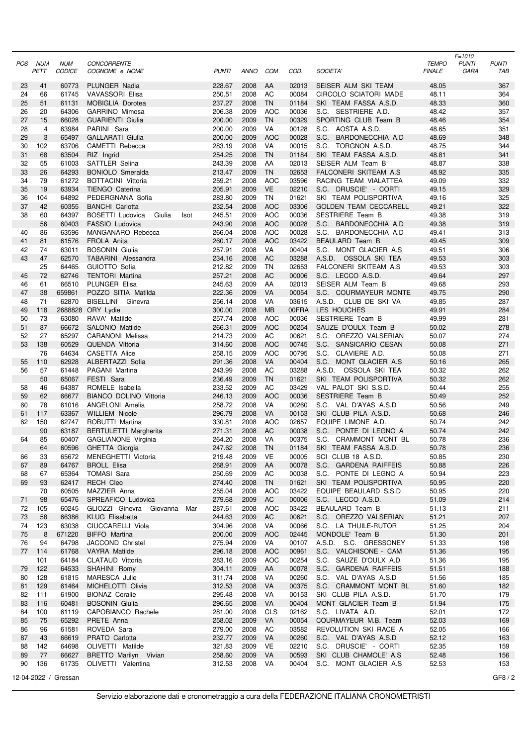| POS | NUM PETT | NUM CODICE | CONCORRENTE COGNOME e NOME | PUNTI | ANNO | COM | COD. | SOCIETA' | TEMPO FINALE | F=1010 PUNTI GARA | PUNTI TAB |
|---|---|---|---|---|---|---|---|---|---|---|---|
| 23 | 41 | 60773 | PLUNGER Nadia | 228.67 | 2008 | AA | 02013 | SEISER ALM SKI TEAM | 48.05 | | 367 |
| 24 | 66 | 61745 | VAVASSORI Elisa | 250.51 | 2008 | AC | 00084 | CIRCOLO SCIATORI MADE | 48.11 | | 364 |
| 25 | 51 | 61131 | MOBIGLIA Dorotea | 237.27 | 2008 | TN | 01184 | SKI TEAM FASSA A.S.D. | 48.33 | | 360 |
| 26 | 20 | 64306 | GARRINO Mimosa | 206.38 | 2009 | AOC | 00036 | S.C. SESTRIERE A.D. | 48.42 | | 357 |
| 27 | 15 | 66028 | GUARIENTI Giulia | 200.00 | 2009 | TN | 00329 | SPORTING CLUB Team B | 48.46 | | 354 |
| 28 | 4 | 63984 | PARINI Sara | 200.00 | 2009 | VA | 00128 | S.C. AOSTA A.S.D. | 48.65 | | 351 |
| 29 | 3 | 65497 | GALLARATI Giulia | 200.00 | 2009 | AOC | 00028 | S.C. BARDONECCHIA A.D | 48.69 | | 348 |
| 30 | 102 | 63706 | CAMETTI Rebecca | 283.19 | 2008 | VA | 00015 | S.C. TORGNON A.S.D. | 48.75 | | 344 |
| 31 | 68 | 63504 | RIZ Ingrid | 254.25 | 2008 | TN | 01184 | SKI TEAM FASSA A.S.D. | 48.81 | | 341 |
| 32 | 55 | 61003 | SATTLER Selina | 243.39 | 2008 | AA | 02013 | SEISER ALM Team B | 48.87 | | 338 |
| 33 | 26 | 64293 | BONIOLO Smeralda | 213.47 | 2009 | TN | 02653 | FALCONERI SKITEAM A.S | 48.92 | | 335 |
| 34 | 79 | 61272 | BOTTACINI Vittoria | 259.21 | 2008 | AOC | 03596 | RACING TEAM VIALATTEA | 49.09 | | 332 |
| 35 | 19 | 63934 | TIENGO Caterina | 205.91 | 2009 | VE | 02210 | S.C. DRUSCIE' - CORTI | 49.15 | | 329 |
| 36 | 104 | 64892 | PEDERGNANA Sofia | 283.80 | 2009 | TN | 01621 | SKI TEAM POLISPORTIVA | 49.16 | | 325 |
| 37 | 42 | 60355 | BANCHI Carlotta | 232.54 | 2008 | AOC | 03306 | GOLDEN TEAM CECCARELL | 49.21 | | 322 |
| 38 | 60 | 64397 | BOSETTI Ludovica Giulia Isot | 245.51 | 2009 | AOC | 00036 | SESTRIERE Team B | 49.38 | | 319 |
| | 56 | 60403 | FASSIO Ludovica | 243.90 | 2008 | AOC | 00028 | S.C. BARDONECCHIA A.D | 49.38 | | 319 |
| 40 | 86 | 63596 | MANGANARO Rebecca | 266.04 | 2008 | AOC | 00028 | S.C. BARDONECCHIA A.D | 49.41 | | 313 |
| 41 | 81 | 61576 | FROLA Anita | 260.17 | 2008 | AOC | 03422 | BEAULARD Team B | 49.45 | | 309 |
| 42 | 74 | 63011 | BOSONIN Giulia | 257.91 | 2008 | VA | 00404 | S.C. MONT GLACIER A.S | 49.51 | | 306 |
| 43 | 47 | 62570 | TABARINI Alessandra | 234.16 | 2008 | AC | 03288 | A.S.D. OSSOLA SKI TEA | 49.53 | | 303 |
| | 25 | 64465 | GUIOTTO Sofia | 212.82 | 2009 | TN | 02653 | FALCONERI SKITEAM A.S | 49.53 | | 303 |
| 45 | 72 | 62746 | TENTORI Martina | 257.21 | 2008 | AC | 00006 | S.C. LECCO A.S.D. | 49.64 | | 297 |
| 46 | 61 | 66510 | PLUNGER Elisa | 245.63 | 2009 | AA | 02013 | SEISER ALM Team B | 49.68 | | 293 |
| 47 | 38 | 659861 | POZZO SITIA Matilda | 222.36 | 2009 | VA | 00054 | S.C. COURMAYEUR MONTE | 49.75 | | 290 |
| 48 | 71 | 62870 | BISELLINI Ginevra | 256.14 | 2008 | VA | 03615 | A.S.D. CLUB DE SKI VA | 49.85 | | 287 |
| 49 | 118 | 2688828 | ORY Lydie | 300.00 | 2008 | MB | 00FRA | LES HOUCHES | 49.91 | | 284 |
| 50 | 73 | 63080 | RAVA' Matilde | 257.74 | 2008 | AOC | 00036 | SESTRIERE Team B | 49.99 | | 281 |
| 51 | 87 | 66672 | SALONIO Matilde | 266.31 | 2009 | AOC | 00254 | SAUZE D'OULX Team B | 50.02 | | 278 |
| 52 | 27 | 65297 | CARANONI Melissa | 214.73 | 2009 | AC | 00621 | S.C. OREZZO VALSERIAN | 50.07 | | 274 |
| 53 | 138 | 60529 | QUENDA Vittoria | 314.60 | 2008 | AOC | 00745 | S.C. SANSICARIO CESAN | 50.08 | | 271 |
| | 76 | 64634 | CASETTA Alice | 258.15 | 2009 | AOC | 00795 | S.C. CLAVIERE A.D. | 50.08 | | 271 |
| 55 | 110 | 62928 | ALBERTAZZI Sofia | 291.36 | 2008 | VA | 00404 | S.C. MONT GLACIER A.S | 50.16 | | 265 |
| 56 | 57 | 61448 | PAGANI Martina | 243.99 | 2008 | AC | 03288 | A.S.D. OSSOLA SKI TEA | 50.32 | | 262 |
| | 50 | 65067 | FESTI Sara | 236.49 | 2009 | TN | 01621 | SKI TEAM POLISPORTIVA | 50.32 | | 262 |
| 58 | 46 | 64387 | ROMELE Isabella | 233.52 | 2009 | AC | 03429 | VAL PALOT SKI S.S.D. | 50.44 | | 255 |
| 59 | 62 | 66677 | BIANCO DOLINO Vittoria | 246.13 | 2009 | AOC | 00036 | SESTRIERE Team B | 50.49 | | 252 |
| 60 | 78 | 61016 | ANGELONI Amelia | 258.72 | 2008 | VA | 00260 | S.C. VAL D'AYAS A.S.D | 50.56 | | 249 |
| 61 | 117 | 63367 | WILLIEM Nicole | 296.79 | 2008 | VA | 00153 | SKI CLUB PILA A.S.D. | 50.68 | | 246 |
| 62 | 150 | 62747 | ROBUTTI Martina | 330.81 | 2008 | AOC | 02657 | EQUIPE LIMONE A.D. | 50.74 | | 242 |
| | 90 | 63187 | BERTULETTI Margherita | 271.31 | 2008 | AC | 00038 | S.C. PONTE DI LEGNO A | 50.74 | | 242 |
| 64 | 85 | 60407 | GAGLIANONE Virginia | 264.20 | 2008 | VA | 00375 | S.C. CRAMMONT MONT BL | 50.78 | | 236 |
| | 64 | 60596 | GHETTA Giorgia | 247.62 | 2008 | TN | 01184 | SKI TEAM FASSA A.S.D. | 50.78 | | 236 |
| 66 | 33 | 65672 | MENEGHETTI Victoria | 219.48 | 2009 | VE | 00005 | SCI CLUB 18 A.S.D. | 50.85 | | 230 |
| 67 | 89 | 64767 | BROLL Elisa | 268.91 | 2009 | AA | 00078 | S.C. GARDENA RAIFFEIS | 50.88 | | 226 |
| 68 | 67 | 65364 | TOMASI Sara | 250.69 | 2009 | AC | 00038 | S.C. PONTE DI LEGNO A | 50.94 | | 223 |
| 69 | 93 | 62417 | RECH Cleo | 274.40 | 2008 | TN | 01621 | SKI TEAM POLISPORTIVA | 50.95 | | 220 |
| | 70 | 60505 | MAZZIER Anna | 255.04 | 2008 | AOC | 03422 | EQUIPE BEAULARD S.S.D | 50.95 | | 220 |
| 71 | 98 | 65476 | SPREAFICO Ludovica | 279.68 | 2009 | AC | 00006 | S.C. LECCO A.S.D. | 51.09 | | 214 |
| 72 | 105 | 60245 | GLIOZZI Ginevra Giovanna Mar | 287.61 | 2008 | AOC | 03422 | BEAULARD Team B | 51.13 | | 211 |
| 73 | 58 | 66386 | KLUG Elisabetta | 244.63 | 2009 | AC | 00621 | S.C. OREZZO VALSERIAN | 51.21 | | 207 |
| 74 | 123 | 63038 | CIUCCARELLI Viola | 304.96 | 2008 | VA | 00066 | S.C. LA THUILE-RUTOR | 51.25 | | 204 |
| 75 | 8 | 671220 | BIFFO Martina | 200.00 | 2009 | AOC | 02445 | MONDOLE' Team B | 51.30 | | 201 |
| 76 | 94 | 64798 | JACCOND Christel | 275.94 | 2009 | VA | 00107 | A.S.D. S.C. GRESSONEY | 51.33 | | 198 |
| 77 | 114 | 61768 | VAYRA Matilde | 296.18 | 2008 | AOC | 00961 | S.C. VALCHISONE - CAM | 51.36 | | 195 |
| | 101 | 64184 | CLATAUD Vittoria | 283.16 | 2009 | AOC | 00254 | S.C. SAUZE D'OULX A.D | 51.36 | | 195 |
| 79 | 122 | 64533 | SHAHINI Romy | 304.11 | 2009 | AA | 00078 | S.C. GARDENA RAIFFEIS | 51.51 | | 188 |
| 80 | 128 | 61815 | MARESCA Julie | 311.74 | 2008 | VA | 00260 | S.C. VAL D'AYAS A.S.D | 51.56 | | 185 |
| 81 | 129 | 61464 | MICHELOTTI Olivia | 312.53 | 2008 | VA | 00375 | S.C. CRAMMONT MONT BL | 51.60 | | 182 |
| 82 | 111 | 61900 | BIONAZ Coralie | 295.48 | 2008 | VA | 00153 | SKI CLUB PILA A.S.D. | 51.70 | | 179 |
| 83 | 116 | 60481 | BOSONIN Giulia | 296.65 | 2008 | VA | 00404 | MONT GLACIER Team B | 51.94 | | 175 |
| 84 | 100 | 61119 | CAPOBIANCO Rachele | 281.00 | 2008 | CLS | 02162 | S.C. LIVATA A.D. | 52.01 | | 172 |
| 85 | 75 | 65292 | PRETE Anna | 258.02 | 2009 | VA | 00054 | COURMAYEUR M.B. Team | 52.03 | | 169 |
| 86 | 96 | 61581 | ROVEDA Sara | 279.00 | 2008 | AC | 03582 | REVOLUTION SKI RACE A | 52.05 | | 166 |
| 87 | 43 | 66619 | PRATO Carlotta | 232.77 | 2009 | VA | 00260 | S.C. VAL D'AYAS A.S.D | 52.12 | | 163 |
| 88 | 142 | 64698 | OLIVETTI Matilde | 321.83 | 2009 | VE | 02210 | S.C. DRUSCIE' - CORTI | 52.35 | | 159 |
| 89 | 77 | 66627 | BRETTO Marilyn Vivian | 258.60 | 2009 | VA | 00593 | SKI CLUB CHAMOLE' A.S | 52.48 | | 156 |
| 90 | 136 | 61735 | OLIVETTI Valentina | 312.53 | 2008 | VA | 00404 | S.C. MONT GLACIER A.S | 52.53 | | 153 |

12-04-2022 / Gressan

Servizio elaborazione dati e cronometraggio a cura della FEDERAZIONE ITALIANA CRONOMETRISTI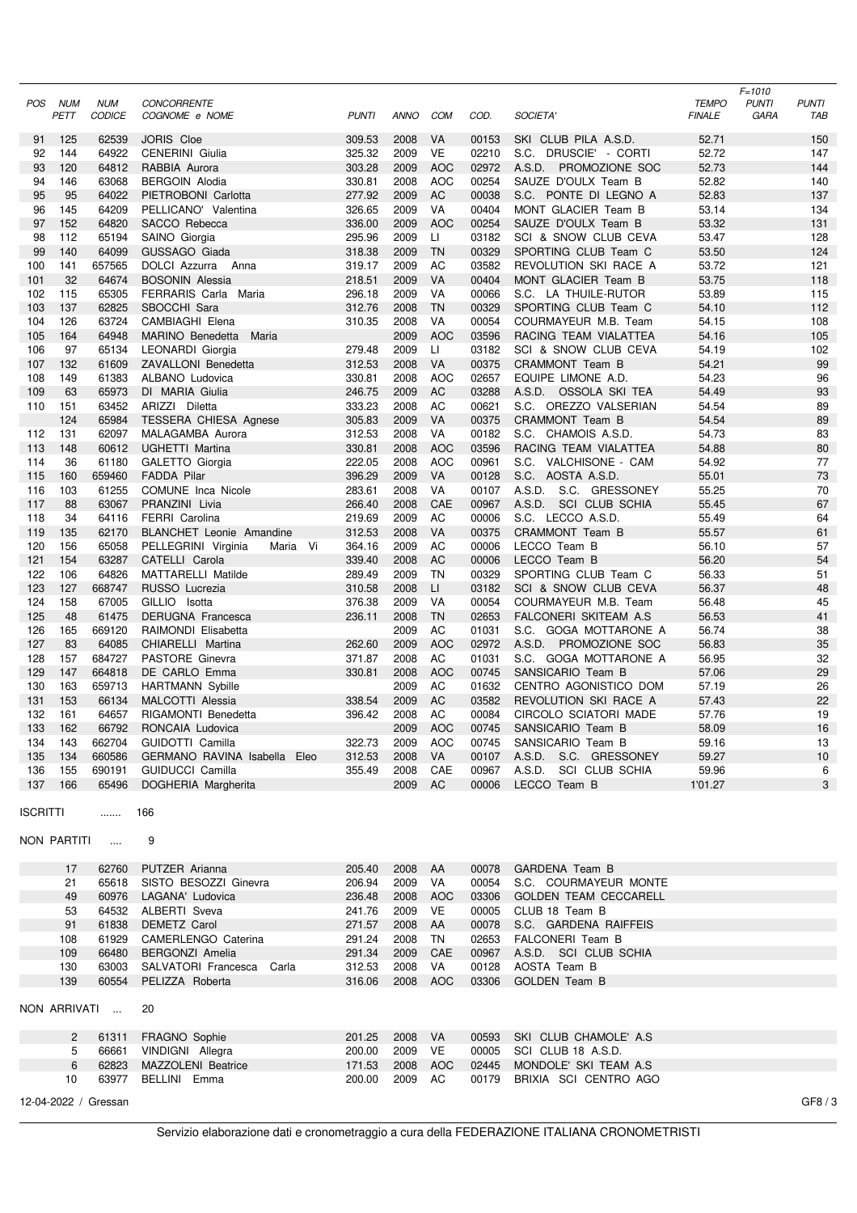| POS | NUM PETT | NUM CODICE | CONCORRENTE COGNOME e NOME | PUNTI | ANNO | COM | COD. | SOCIETA' | TEMPO FINALE | F=1010 PUNTI GARA | PUNTI TAB |
|---|---|---|---|---|---|---|---|---|---|---|---|
| 91 | 125 | 62539 | JORIS Cloe | 309.53 | 2008 | VA | 00153 | SKI CLUB PILA A.S.D. | 52.71 | | 150 |
| 92 | 144 | 64922 | CENERINI Giulia | 325.32 | 2009 | VE | 02210 | S.C. DRUSCIE' - CORTI | 52.72 | | 147 |
| 93 | 120 | 64812 | RABBIA Aurora | 303.28 | 2009 | AOC | 02972 | A.S.D. PROMOZIONE SOC | 52.73 | | 144 |
| 94 | 146 | 63068 | BERGOIN Alodia | 330.81 | 2008 | AOC | 00254 | SAUZE D'OULX Team B | 52.82 | | 140 |
| 95 | 95 | 64022 | PIETROBONI Carlotta | 277.92 | 2009 | AC | 00038 | S.C. PONTE DI LEGNO A | 52.83 | | 137 |
| 96 | 145 | 64209 | PELLICANO' Valentina | 326.65 | 2009 | VA | 00404 | MONT GLACIER Team B | 53.14 | | 134 |
| 97 | 152 | 64820 | SACCO Rebecca | 336.00 | 2009 | AOC | 00254 | SAUZE D'OULX Team B | 53.32 | | 131 |
| 98 | 112 | 65194 | SAINO Giorgia | 295.96 | 2009 | LI | 03182 | SCI & SNOW CLUB CEVA | 53.47 | | 128 |
| 99 | 140 | 64099 | GUSSAGO Giada | 318.38 | 2009 | TN | 00329 | SPORTING CLUB Team C | 53.50 | | 124 |
| 100 | 141 | 657565 | DOLCI Azzurra Anna | 319.17 | 2009 | AC | 03582 | REVOLUTION SKI RACE A | 53.72 | | 121 |
| 101 | 32 | 64674 | BOSONIN Alessia | 218.51 | 2009 | VA | 00404 | MONT GLACIER Team B | 53.75 | | 118 |
| 102 | 115 | 65305 | FERRARIS Carla Maria | 296.18 | 2009 | VA | 00066 | S.C. LA THUILE-RUTOR | 53.89 | | 115 |
| 103 | 137 | 62825 | SBOCCHI Sara | 312.76 | 2008 | TN | 00329 | SPORTING CLUB Team C | 54.10 | | 112 |
| 104 | 126 | 63724 | CAMBIAGHI Elena | 310.35 | 2008 | VA | 00054 | COURMAYEUR M.B. Team | 54.15 | | 108 |
| 105 | 164 | 64948 | MARINO Benedetta Maria | | 2009 | AOC | 03596 | RACING TEAM VIALATTEA | 54.16 | | 105 |
| 106 | 97 | 65134 | LEONARDI Giorgia | 279.48 | 2009 | LI | 03182 | SCI & SNOW CLUB CEVA | 54.19 | | 102 |
| 107 | 132 | 61609 | ZAVALLONI Benedetta | 312.53 | 2008 | VA | 00375 | CRAMMONT Team B | 54.21 | | 99 |
| 108 | 149 | 61383 | ALBANO Ludovica | 330.81 | 2008 | AOC | 02657 | EQUIPE LIMONE A.D. | 54.23 | | 96 |
| 109 | 63 | 65973 | DI MARIA Giulia | 246.75 | 2009 | AC | 03288 | A.S.D. OSSOLA SKI TEA | 54.49 | | 93 |
| 110 | 151 | 63452 | ARIZZI Diletta | 333.23 | 2008 | AC | 00621 | S.C. OREZZO VALSERIAN | 54.54 | | 89 |
| | 124 | 65984 | TESSERA CHIESA Agnese | 305.83 | 2009 | VA | 00375 | CRAMMONT Team B | 54.54 | | 89 |
| 112 | 131 | 62097 | MALAGAMBA Aurora | 312.53 | 2008 | VA | 00182 | S.C. CHAMOIS A.S.D. | 54.73 | | 83 |
| 113 | 148 | 60612 | UGHETTI Martina | 330.81 | 2008 | AOC | 03596 | RACING TEAM VIALATTEA | 54.88 | | 80 |
| 114 | 36 | 61180 | GALETTO Giorgia | 222.05 | 2008 | AOC | 00961 | S.C. VALCHISONE - CAM | 54.92 | | 77 |
| 115 | 160 | 659460 | FADDA Pilar | 396.29 | 2009 | VA | 00128 | S.C. AOSTA A.S.D. | 55.01 | | 73 |
| 116 | 103 | 61255 | COMUNE Inca Nicole | 283.61 | 2008 | VA | 00107 | A.S.D. S.C. GRESSONEY | 55.25 | | 70 |
| 117 | 88 | 63067 | PRANZINI Livia | 266.40 | 2008 | CAE | 00967 | A.S.D. SCI CLUB SCHIA | 55.45 | | 67 |
| 118 | 34 | 64116 | FERRI Carolina | 219.69 | 2009 | AC | 00006 | S.C. LECCO A.S.D. | 55.49 | | 64 |
| 119 | 135 | 62170 | BLANCHET Leonie Amandine | 312.53 | 2008 | VA | 00375 | CRAMMONT Team B | 55.57 | | 61 |
| 120 | 156 | 65058 | PELLEGRINI Virginia Maria Vi | 364.16 | 2009 | AC | 00006 | LECCO Team B | 56.10 | | 57 |
| 121 | 154 | 63287 | CATELLI Carola | 339.40 | 2008 | AC | 00006 | LECCO Team B | 56.20 | | 54 |
| 122 | 106 | 64826 | MATTARELLI Matilde | 289.49 | 2009 | TN | 00329 | SPORTING CLUB Team C | 56.33 | | 51 |
| 123 | 127 | 668747 | RUSSO Lucrezia | 310.58 | 2008 | LI | 03182 | SCI & SNOW CLUB CEVA | 56.37 | | 48 |
| 124 | 158 | 67005 | GILLIO Isotta | 376.38 | 2009 | VA | 00054 | COURMAYEUR M.B. Team | 56.48 | | 45 |
| 125 | 48 | 61475 | DERUGNA Francesca | 236.11 | 2008 | TN | 02653 | FALCONERI SKITEAM A.S | 56.53 | | 41 |
| 126 | 165 | 669120 | RAIMONDI Elisabetta | | 2009 | AC | 01031 | S.C. GOGA MOTTARONE A | 56.74 | | 38 |
| 127 | 83 | 64085 | CHIARELLI Martina | 262.60 | 2009 | AOC | 02972 | A.S.D. PROMOZIONE SOC | 56.83 | | 35 |
| 128 | 157 | 684727 | PASTORE Ginevra | 371.87 | 2008 | AC | 01031 | S.C. GOGA MOTTARONE A | 56.95 | | 32 |
| 129 | 147 | 664818 | DE CARLO Emma | 330.81 | 2008 | AOC | 00745 | SANSICARIO Team B | 57.06 | | 29 |
| 130 | 163 | 659713 | HARTMANN Sybille | | 2009 | AC | 01632 | CENTRO AGONISTICO DOM | 57.19 | | 26 |
| 131 | 153 | 66134 | MALCOTTI Alessia | 338.54 | 2009 | AC | 03582 | REVOLUTION SKI RACE A | 57.43 | | 22 |
| 132 | 161 | 64657 | RIGAMONTI Benedetta | 396.42 | 2008 | AC | 00084 | CIRCOLO SCIATORI MADE | 57.76 | | 19 |
| 133 | 162 | 66792 | RONCAIA Ludovica | | 2009 | AOC | 00745 | SANSICARIO Team B | 58.09 | | 16 |
| 134 | 143 | 662704 | GUIDOTTI Camilla | 322.73 | 2009 | AOC | 00745 | SANSICARIO Team B | 59.16 | | 13 |
| 135 | 134 | 660586 | GERMANO RAVINA Isabella Eleo | 312.53 | 2008 | VA | 00107 | A.S.D. S.C. GRESSONEY | 59.27 | | 10 |
| 136 | 155 | 690191 | GUIDUCCI Camilla | 355.49 | 2008 | CAE | 00967 | A.S.D. SCI CLUB SCHIA | 59.96 | | 6 |
| 137 | 166 | 65496 | DOGHERIA Margherita | | 2009 | AC | 00006 | LECCO Team B | 1'01.27 | | 3 |

ISCRITTI ....... 166

NON PARTITI .... 9

| NUM PETT | NUM CODICE | CONCORRENTE | PUNTI | ANNO | COM | COD. | SOCIETA' |
|---|---|---|---|---|---|---|---|
| 17 | 62760 | PUTZER Arianna | 205.40 | 2008 | AA | 00078 | GARDENA Team B |
| 21 | 65618 | SISTO BESOZZI Ginevra | 206.94 | 2009 | VA | 00054 | S.C. COURMAYEUR MONTE |
| 49 | 60976 | LAGANA' Ludovica | 236.48 | 2008 | AOC | 03306 | GOLDEN TEAM CECCARELL |
| 53 | 64532 | ALBERTI Sveva | 241.76 | 2009 | VE | 00005 | CLUB 18 Team B |
| 91 | 61838 | DEMETZ Carol | 271.57 | 2008 | AA | 00078 | S.C. GARDENA RAIFFEIS |
| 108 | 61929 | CAMERLENGO Caterina | 291.24 | 2008 | TN | 02653 | FALCONERI Team B |
| 109 | 66480 | BERGONZI Amelia | 291.34 | 2009 | CAE | 00967 | A.S.D. SCI CLUB SCHIA |
| 130 | 63003 | SALVATORI Francesca Carla | 312.53 | 2008 | VA | 00128 | AOSTA Team B |
| 139 | 60554 | PELIZZA Roberta | 316.06 | 2008 | AOC | 03306 | GOLDEN Team B |

NON ARRIVATI ... 20

| NUM PETT | NUM CODICE | CONCORRENTE | PUNTI | ANNO | COM | COD. | SOCIETA' |
|---|---|---|---|---|---|---|---|
| 2 | 61311 | FRAGNO Sophie | 201.25 | 2008 | VA | 00593 | SKI CLUB CHAMOLE' A.S |
| 5 | 66661 | VINDIGNI Allegra | 200.00 | 2009 | VE | 00005 | SCI CLUB 18 A.S.D. |
| 6 | 62823 | MAZZOLENI Beatrice | 171.53 | 2008 | AOC | 02445 | MONDOLE' SKI TEAM A.S |
| 10 | 63977 | BELLINI Emma | 200.00 | 2009 | AC | 00179 | BRIXIA SCI CENTRO AGO |

12-04-2022 / Gressan

Servizio elaborazione dati e cronometraggio a cura della FEDERAZIONE ITALIANA CRONOMETRISTI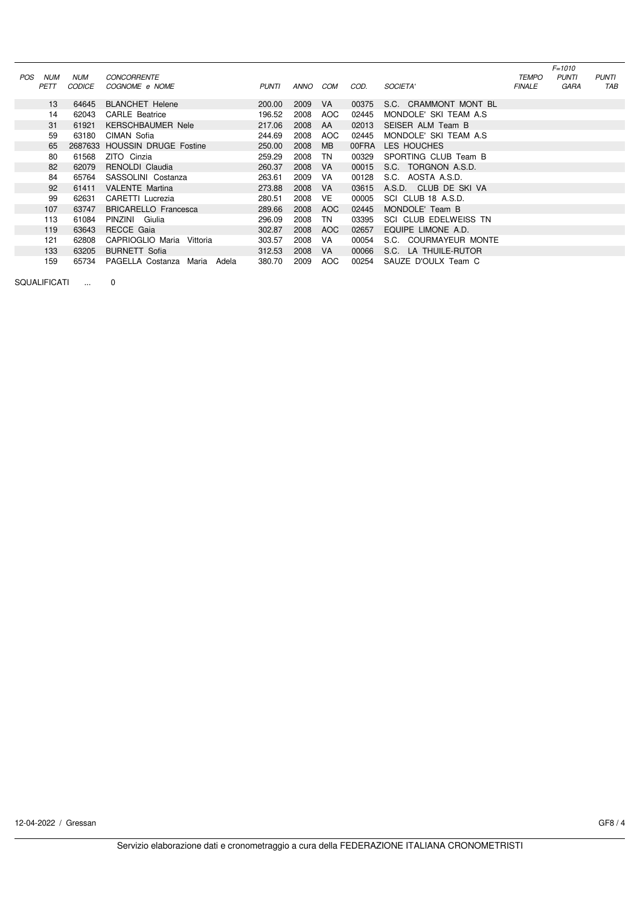| POS | NUM PETT | NUM CODICE | CONCORRENTE COGNOME e NOME | PUNTI | ANNO | COM | COD. | SOCIETA' | TEMPO FINALE | F=1010 PUNTI GARA | PUNTI TAB |
|---|---|---|---|---|---|---|---|---|---|---|---|
| | 13 | 64645 | BLANCHET Helene | 200.00 | 2009 | VA | 00375 | S.C. CRAMMONT MONT BL | | | |
| | 14 | 62043 | CARLE Beatrice | 196.52 | 2008 | AOC | 02445 | MONDOLE' SKI TEAM A.S | | | |
| | 31 | 61921 | KERSCHBAUMER Nele | 217.06 | 2008 | AA | 02013 | SEISER ALM Team B | | | |
| | 59 | 63180 | CIMAN Sofia | 244.69 | 2008 | AOC | 02445 | MONDOLE' SKI TEAM A.S | | | |
| | 65 | 2687633 | HOUSSIN DRUGE Fostine | 250.00 | 2008 | MB | 00FRA | LES HOUCHES | | | |
| | 80 | 61568 | ZITO Cinzia | 259.29 | 2008 | TN | 00329 | SPORTING CLUB Team B | | | |
| | 82 | 62079 | RENOLDI Claudia | 260.37 | 2008 | VA | 00015 | S.C. TORGNON A.S.D. | | | |
| | 84 | 65764 | SASSOLINI Costanza | 263.61 | 2009 | VA | 00128 | S.C. AOSTA A.S.D. | | | |
| | 92 | 61411 | VALENTE Martina | 273.88 | 2008 | VA | 03615 | A.S.D. CLUB DE SKI VA | | | |
| | 99 | 62631 | CARETTI Lucrezia | 280.51 | 2008 | VE | 00005 | SCI CLUB 18 A.S.D. | | | |
| | 107 | 63747 | BRICARELLO Francesca | 289.66 | 2008 | AOC | 02445 | MONDOLE' Team B | | | |
| | 113 | 61084 | PINZINI Giulia | 296.09 | 2008 | TN | 03395 | SCI CLUB EDELWEISS TN | | | |
| | 119 | 63643 | RECCE Gaia | 302.87 | 2008 | AOC | 02657 | EQUIPE LIMONE A.D. | | | |
| | 121 | 62808 | CAPRIOGLIO Maria Vittoria | 303.57 | 2008 | VA | 00054 | S.C. COURMAYEUR MONTE | | | |
| | 133 | 63205 | BURNETT Sofia | 312.53 | 2008 | VA | 00066 | S.C. LA THUILE-RUTOR | | | |
| | 159 | 65734 | PAGELLA Costanza Maria Adela | 380.70 | 2009 | AOC | 00254 | SAUZE D'OULX Team C | | | |

SQUALIFICATI ... 0

12-04-2022 / Gressan

Servizio elaborazione dati e cronometraggio a cura della FEDERAZIONE ITALIANA CRONOMETRISTI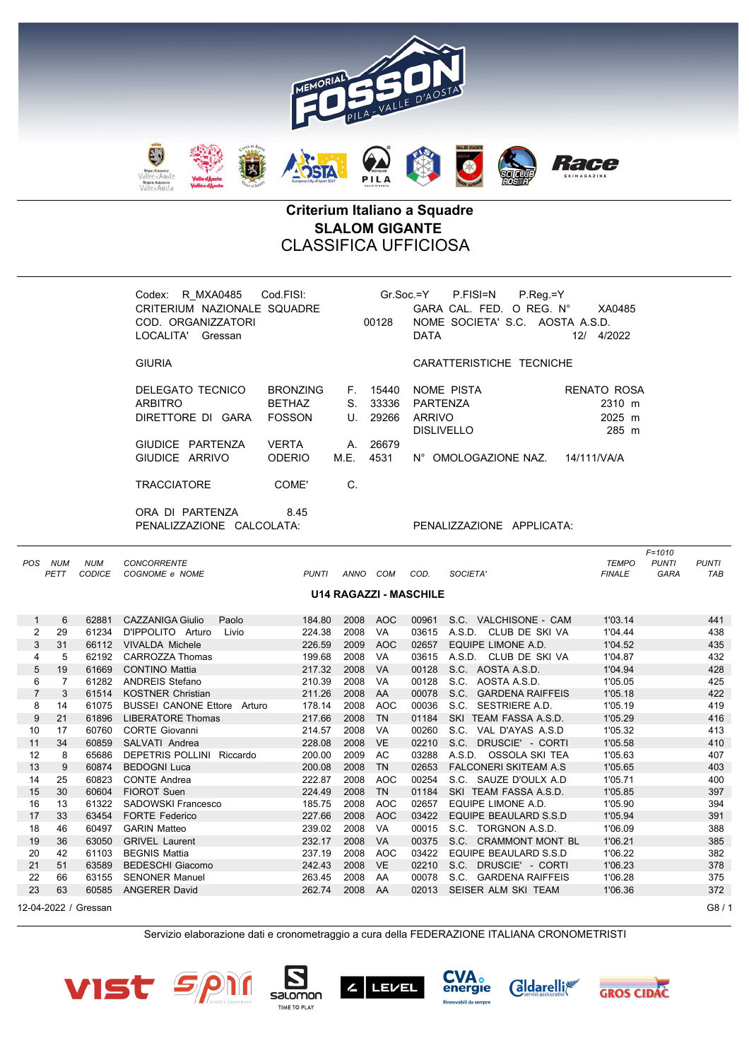# Criterium Italiano a Squadre
## SLALOM GIGANTE
### CLASSIFICA UFFICIOSA

Codex: R_MXA0485 Cod.FISI: Gr.Soc.=Y P.FISI=N P.Reg.=Y
CRITERIUM NAZIONALE SQUADRE GARA CAL. FED. O REG. N° XA0485
COD. ORGANIZZATORI 00128 NOME SOCIETA' S.C. AOSTA A.S.D.
LOCALITA' Gressan DATA 12/ 4/2022

GIURIA | CARATTERISTICHE TECNICHE

DELEGATO TECNICO BRONZING F. 15440 | NOME PISTA RENATO ROSA
ARBITRO BETHAZ S. 33336 | PARTENZA 2310 m
DIRETTORE DI GARA FOSSON U. 29266 | ARRIVO 2025 m
DISLIVELLO 285 m
GIUDICE PARTENZA VERTA A. 26679
GIUDICE ARRIVO ODERIO M.E. 4531 | N° OMOLOGAZIONE NAZ. 14/111/VA/A

TRACCIATORE COME' C.

ORA DI PARTENZA 8.45
PENALIZZAZIONE CALCOLATA: PENALIZZAZIONE APPLICATA:

**U14 RAGAZZI - MASCHILE**

| POS | NUM PETT | NUM CODICE | CONCORRENTE COGNOME e NOME | PUNTI | ANNO | COM | COD. | SOCIETA' | TEMPO FINALE | F=1010 PUNTI GARA | PUNTI TAB |
|---|---|---|---|---|---|---|---|---|---|---|---|
| 1 | 6 | 62881 | CAZZANIGA Giulio Paolo | 184.80 | 2008 | AOC | 00961 | S.C. VALCHISONE - CAM | 1'03.14 | | 441 |
| 2 | 29 | 61234 | D'IPPOLITO Arturo Livio | 224.38 | 2008 | VA | 03615 | A.S.D. CLUB DE SKI VA | 1'04.44 | | 438 |
| 3 | 31 | 66112 | VIVALDA Michele | 226.59 | 2009 | AOC | 02657 | EQUIPE LIMONE A.D. | 1'04.52 | | 435 |
| 4 | 5 | 62192 | CARROZZA Thomas | 199.68 | 2008 | VA | 03615 | A.S.D. CLUB DE SKI VA | 1'04.87 | | 432 |
| 5 | 19 | 61669 | CONTINO Mattia | 217.32 | 2008 | VA | 00128 | S.C. AOSTA A.S.D. | 1'04.94 | | 428 |
| 6 | 7 | 61282 | ANDREIS Stefano | 210.39 | 2008 | VA | 00128 | S.C. AOSTA A.S.D. | 1'05.05 | | 425 |
| 7 | 3 | 61514 | KOSTNER Christian | 211.26 | 2008 | AA | 00078 | S.C. GARDENA RAIFFEIS | 1'05.18 | | 422 |
| 8 | 14 | 61075 | BUSSEI CANONE Ettore Arturo | 178.14 | 2008 | AOC | 00036 | S.C. SESTRIERE A.D. | 1'05.19 | | 419 |
| 9 | 21 | 61896 | LIBERATORE Thomas | 217.66 | 2008 | TN | 01184 | SKI TEAM FASSA A.S.D. | 1'05.29 | | 416 |
| 10 | 17 | 60760 | CORTE Giovanni | 214.57 | 2008 | VA | 00260 | S.C. VAL D'AYAS A.S.D | 1'05.32 | | 413 |
| 11 | 34 | 60859 | SALVATI Andrea | 228.08 | 2008 | VE | 02210 | S.C. DRUSCIE' - CORTI | 1'05.58 | | 410 |
| 12 | 8 | 65686 | DEPETRIS POLLINI Riccardo | 200.00 | 2009 | AC | 03288 | A.S.D. OSSOLA SKI TEA | 1'05.63 | | 407 |
| 13 | 9 | 60874 | BEDOGNI Luca | 200.08 | 2008 | TN | 02653 | FALCONERI SKITEAM A.S | 1'05.65 | | 403 |
| 14 | 25 | 60823 | CONTE Andrea | 222.87 | 2008 | AOC | 00254 | S.C. SAUZE D'OULX A.D | 1'05.71 | | 400 |
| 15 | 30 | 60604 | FIOROT Suen | 224.49 | 2008 | TN | 01184 | SKI TEAM FASSA A.S.D. | 1'05.85 | | 397 |
| 16 | 13 | 61322 | SADOWSKI Francesco | 185.75 | 2008 | AOC | 02657 | EQUIPE LIMONE A.D. | 1'05.90 | | 394 |
| 17 | 33 | 63454 | FORTE Federico | 227.66 | 2008 | AOC | 03422 | EQUIPE BEAULARD S.S.D | 1'05.94 | | 391 |
| 18 | 46 | 60497 | GARIN Matteo | 239.02 | 2008 | VA | 00015 | S.C. TORGNON A.S.D. | 1'06.09 | | 388 |
| 19 | 36 | 63050 | GRIVEL Laurent | 232.17 | 2008 | VA | 00375 | S.C. CRAMMONT MONT BL | 1'06.21 | | 385 |
| 20 | 42 | 61103 | BEGNIS Mattia | 237.19 | 2008 | AOC | 03422 | EQUIPE BEAULARD S.S.D | 1'06.22 | | 382 |
| 21 | 51 | 63589 | BEDESCHI Giacomo | 242.43 | 2008 | VE | 02210 | S.C. DRUSCIE' - CORTI | 1'06.23 | | 378 |
| 22 | 66 | 63155 | SENONER Manuel | 263.45 | 2008 | AA | 00078 | S.C. GARDENA RAIFFEIS | 1'06.28 | | 375 |
| 23 | 63 | 60585 | ANGERER David | 262.74 | 2008 | AA | 02013 | SEISER ALM SKI TEAM | 1'06.36 | | 372 |

12-04-2022 / Gressan

Servizio elaborazione dati e cronometraggio a cura della FEDERAZIONE ITALIANA CRONOMETRISTI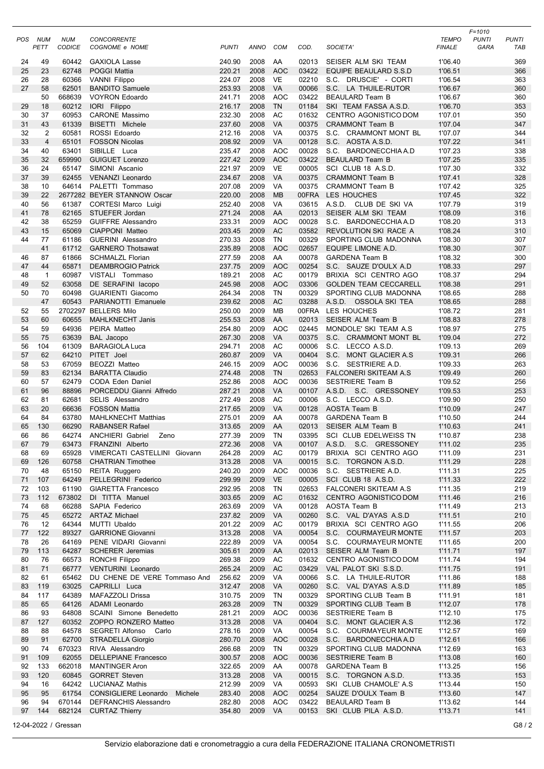| POS | NUM PETT | NUM CODICE | CONCORRENTE COGNOME e NOME | PUNTI | ANNO | COM | COD. | SOCIETA' | TEMPO FINALE | F=1010 PUNTI GARA | PUNTI TAB |
|---|---|---|---|---|---|---|---|---|---|---|---|
| 24 | 49 | 60442 | GAXIOLA Lasse | 240.90 | 2008 | AA | 02013 | SEISER ALM SKI TEAM | 1'06.40 | | 369 |
| 25 | 23 | 62748 | POGGI Mattia | 220.21 | 2008 | AOC | 03422 | EQUIPE BEAULARD S.S.D | 1'06.51 | | 366 |
| 26 | 28 | 60366 | VANNI Filippo | 224.07 | 2008 | VE | 02210 | S.C. DRUSCIE' - CORTI | 1'06.54 | | 363 |
| 27 | 58 | 62501 | BANDITO Samuele | 253.93 | 2008 | VA | 00066 | S.C. LA THUILE-RUTOR | 1'06.67 | | 360 |
| | 50 | 668639 | VOYRON Edoardo | 241.71 | 2008 | AOC | 03422 | BEAULARD Team B | 1'06.67 | | 360 |
| 29 | 18 | 60212 | IORI Filippo | 216.17 | 2008 | TN | 01184 | SKI TEAM FASSA A.S.D. | 1'06.70 | | 353 |
| 30 | 37 | 60953 | CARONE Massimo | 232.30 | 2008 | AC | 01632 | CENTRO AGONISTICO DOM | 1'07.01 | | 350 |
| 31 | 43 | 61339 | BISETTI Michele | 237.60 | 2008 | VA | 00375 | CRAMMONT Team B | 1'07.04 | | 347 |
| 32 | 2 | 60581 | ROSSI Edoardo | 212.16 | 2008 | VA | 00375 | S.C. CRAMMONT MONT BL | 1'07.07 | | 344 |
| 33 | 4 | 65101 | FOSSON Nicolas | 208.92 | 2009 | VA | 00128 | S.C. AOSTA A.S.D. | 1'07.22 | | 341 |
| 34 | 40 | 63401 | SIBILLE Luca | 235.47 | 2008 | AOC | 00028 | S.C. BARDONECCHIA A.D | 1'07.23 | | 338 |
| 35 | 32 | 659990 | GUIGUET Lorenzo | 227.42 | 2009 | AOC | 03422 | BEAULARD Team B | 1'07.25 | | 335 |
| 36 | 24 | 65147 | SIMONI Ascanio | 221.97 | 2009 | VE | 00005 | SCI CLUB 18 A.S.D. | 1'07.30 | | 332 |
| 37 | 39 | 62455 | VENANZI Leonardo | 234.67 | 2008 | VA | 00375 | CRAMMONT Team B | 1'07.41 | | 328 |
| 38 | 10 | 64614 | PALETTI Tommaso | 207.08 | 2009 | VA | 00375 | CRAMMONT Team B | 1'07.42 | | 325 |
| 39 | 22 | 2677282 | BEYER STANNOW Oscar | 220.00 | 2008 | MB | 00FRA | LES HOUCHES | 1'07.45 | | 322 |
| 40 | 56 | 61387 | CORTESI Marco Luigi | 252.40 | 2008 | VA | 03615 | A.S.D. CLUB DE SKI VA | 1'07.79 | | 319 |
| 41 | 78 | 62165 | STUEFER Jordan | 271.24 | 2008 | AA | 02013 | SEISER ALM SKI TEAM | 1'08.09 | | 316 |
| 42 | 38 | 65259 | GUIFFRE Alessandro | 233.31 | 2009 | AOC | 00028 | S.C. BARDONECCHIA A.D | 1'08.20 | | 313 |
| 43 | 15 | 65069 | CIAPPONI Matteo | 203.45 | 2009 | AC | 03582 | REVOLUTION SKI RACE A | 1'08.24 | | 310 |
| 44 | 77 | 61186 | GUERINI Alessandro | 270.33 | 2008 | TN | 00329 | SPORTING CLUB MADONNA | 1'08.30 | | 307 |
| | 41 | 61712 | GARNERO Thotsawat | 235.89 | 2008 | AOC | 02657 | EQUIPE LIMONE A.D. | 1'08.30 | | 307 |
| 46 | 87 | 61866 | SCHMALZL Florian | 277.59 | 2008 | AA | 00078 | GARDENA Team B | 1'08.32 | | 300 |
| 47 | 44 | 65871 | DEAMBROGIO Patrick | 237.75 | 2009 | AOC | 00254 | S.C. SAUZE D'OULX A.D | 1'08.33 | | 297 |
| 48 | 1 | 60987 | VISTALI Tommaso | 189.21 | 2008 | AC | 00179 | BRIXIA SCI CENTRO AGO | 1'08.37 | | 294 |
| 49 | 52 | 63058 | DE SERAFINI Iacopo | 245.98 | 2008 | AOC | 03306 | GOLDEN TEAM CECCARELL | 1'08.38 | | 291 |
| 50 | 70 | 60498 | GUARIENTI Giacomo | 264.34 | 2008 | TN | 00329 | SPORTING CLUB MADONNA | 1'08.65 | | 288 |
| | 47 | 60543 | PARIANOTTI Emanuele | 239.62 | 2008 | AC | 03288 | A.S.D. OSSOLA SKI TEA | 1'08.65 | | 288 |
| 52 | 55 | 2702297 | BELLERS Milo | 250.00 | 2009 | MB | 00FRA | LES HOUCHES | 1'08.72 | | 281 |
| 53 | 60 | 60655 | MAHLKNECHT Janis | 255.53 | 2008 | AA | 02013 | SEISER ALM Team B | 1'08.83 | | 278 |
| 54 | 59 | 64936 | PEIRA Matteo | 254.80 | 2009 | AOC | 02445 | MONDOLE' SKI TEAM A.S | 1'08.97 | | 275 |
| 55 | 75 | 63639 | BAL Jacopo | 267.30 | 2008 | VA | 00375 | S.C. CRAMMONT MONT BL | 1'09.04 | | 272 |
| 56 | 104 | 61309 | BARAGIOLA Luca | 294.71 | 2008 | AC | 00006 | S.C. LECCO A.S.D. | 1'09.13 | | 269 |
| 57 | 62 | 64210 | PITET Joel | 260.87 | 2009 | VA | 00404 | S.C. MONT GLACIER A.S | 1'09.31 | | 266 |
| 58 | 53 | 67059 | BEOZZI Matteo | 246.15 | 2009 | AOC | 00036 | S.C. SESTRIERE A.D. | 1'09.33 | | 263 |
| 59 | 83 | 62134 | BARATTA Claudio | 274.48 | 2008 | TN | 02653 | FALCONERI SKITEAM A.S | 1'09.49 | | 260 |
| 60 | 57 | 62479 | CODA Eden Daniel | 252.86 | 2008 | AOC | 00036 | SESTRIERE Team B | 1'09.52 | | 256 |
| 61 | 96 | 88896 | PORCEDDU Gianni Alfredo | 287.21 | 2008 | VA | 00107 | A.S.D. S.C. GRESSONEY | 1'09.53 | | 253 |
| 62 | 81 | 62681 | SELIS Alessandro | 272.49 | 2008 | AC | 00006 | S.C. LECCO A.S.D. | 1'09.90 | | 250 |
| 63 | 20 | 66636 | FOSSON Mattia | 217.65 | 2009 | VA | 00128 | AOSTA Team B | 1'10.09 | | 247 |
| 64 | 84 | 63780 | MAHLKNECHT Matthias | 275.01 | 2009 | AA | 00078 | GARDENA Team B | 1'10.50 | | 244 |
| 65 | 130 | 66290 | RABANSER Rafael | 313.65 | 2009 | AA | 02013 | SEISER ALM Team B | 1'10.63 | | 241 |
| 66 | 86 | 64274 | ANCHIERI Gabriel Zeno | 277.39 | 2009 | TN | 03395 | SCI CLUB EDELWEISS TN | 1'10.87 | | 238 |
| 67 | 79 | 63473 | FRANZINI Alberto | 272.36 | 2008 | VA | 00107 | A.S.D. S.C. GRESSONEY | 1'11.02 | | 235 |
| 68 | 69 | 65928 | VIMERCATI CASTELLINI Giovann | 264.28 | 2009 | AC | 00179 | BRIXIA SCI CENTRO AGO | 1'11.09 | | 231 |
| 69 | 126 | 60758 | CHATRIAN Timothee | 313.28 | 2008 | VA | 00015 | S.C. TORGNON A.S.D. | 1'11.29 | | 228 |
| 70 | 48 | 65150 | REITA Ruggero | 240.20 | 2009 | AOC | 00036 | S.C. SESTRIERE A.D. | 1'11.31 | | 225 |
| 71 | 107 | 64249 | PELLEGRINI Federico | 299.99 | 2009 | VE | 00005 | SCI CLUB 18 A.S.D. | 1'11.33 | | 222 |
| 72 | 103 | 61190 | GIARETTA Francesco | 292.95 | 2008 | TN | 02653 | FALCONERI SKITEAM A.S | 1'11.35 | | 219 |
| 73 | 112 | 673802 | DI TITTA Manuel | 303.65 | 2009 | AC | 01632 | CENTRO AGONISTICO DOM | 1'11.46 | | 216 |
| 74 | 68 | 66288 | SAPIA Federico | 263.69 | 2009 | VA | 00128 | AOSTA Team B | 1'11.49 | | 213 |
| 75 | 45 | 65272 | ARTAZ Michael | 237.82 | 2009 | VA | 00260 | S.C. VAL D'AYAS A.S.D | 1'11.51 | | 210 |
| 76 | 12 | 64344 | MUTTI Ubaldo | 201.22 | 2009 | AC | 00179 | BRIXIA SCI CENTRO AGO | 1'11.55 | | 206 |
| 77 | 122 | 89327 | GARRIONE Giovanni | 313.28 | 2008 | VA | 00054 | S.C. COURMAYEUR MONTE | 1'11.57 | | 203 |
| 78 | 26 | 64169 | PENE VIDARI Giovanni | 222.89 | 2009 | VA | 00054 | S.C. COURMAYEUR MONTE | 1'11.65 | | 200 |
| 79 | 113 | 64287 | SCHERER Jeremias | 305.61 | 2009 | AA | 02013 | SEISER ALM Team B | 1'11.71 | | 197 |
| 80 | 76 | 66573 | RONCHI Filippo | 269.38 | 2009 | AC | 01632 | CENTRO AGONISTICO DOM | 1'11.74 | | 194 |
| 81 | 71 | 66777 | VENTURINI Leonardo | 265.24 | 2009 | AC | 03429 | VAL PALOT SKI S.S.D. | 1'11.75 | | 191 |
| 82 | 61 | 65462 | DU CHENE DE VERE Tommaso And | 256.62 | 2009 | VA | 00066 | S.C. LA THUILE-RUTOR | 1'11.86 | | 188 |
| 83 | 119 | 63025 | CAPRILLI Luca | 312.47 | 2008 | VA | 00260 | S.C. VAL D'AYAS A.S.D | 1'11.89 | | 185 |
| 84 | 117 | 64389 | MAFAZZOLI Drissa | 310.75 | 2009 | TN | 00329 | SPORTING CLUB Team B | 1'11.91 | | 181 |
| 85 | 65 | 64126 | ADAMI Leonardo | 263.28 | 2009 | TN | 00329 | SPORTING CLUB Team B | 1'12.07 | | 178 |
| 86 | 93 | 64808 | SCAINI Simone Benedetto | 281.21 | 2009 | AOC | 00036 | SESTRIERE Team B | 1'12.10 | | 175 |
| 87 | 127 | 60352 | ZOPPO RONZERO Matteo | 313.28 | 2008 | VA | 00404 | S.C. MONT GLACIER A.S | 1'12.36 | | 172 |
| 88 | 88 | 64578 | SEGRETI Alfonso Carlo | 278.16 | 2009 | VA | 00054 | S.C. COURMAYEUR MONTE | 1'12.57 | | 169 |
| 89 | 91 | 62700 | STRADELLA Giorgio | 280.70 | 2008 | AOC | 00028 | S.C. BARDONECCHIA A.D | 1'12.61 | | 166 |
| 90 | 74 | 670323 | RIVA Alessandro | 266.68 | 2009 | TN | 00329 | SPORTING CLUB MADONNA | 1'12.69 | | 163 |
| 91 | 109 | 62055 | DELLEPIANE Francesco | 300.57 | 2008 | AOC | 00036 | SESTRIERE Team B | 1'13.08 | | 160 |
| 92 | 133 | 662018 | MANTINGER Aron | 322.65 | 2009 | AA | 00078 | GARDENA Team B | 1'13.25 | | 156 |
| 93 | 120 | 60845 | GORRET Steven | 313.28 | 2008 | VA | 00015 | S.C. TORGNON A.S.D. | 1'13.35 | | 153 |
| 94 | 16 | 64242 | LUCIANAZ Mathis | 212.99 | 2009 | VA | 00593 | SKI CLUB CHAMOLE' A.S | 1'13.44 | | 150 |
| 95 | 95 | 61754 | CONSIGLIERE Leonardo Michele | 283.40 | 2008 | AOC | 00254 | SAUZE D'OULX Team B | 1'13.60 | | 147 |
| 96 | 94 | 670144 | DEFRANCHIS Alessandro | 282.80 | 2008 | AOC | 03422 | BEAULARD Team B | 1'13.62 | | 144 |
| 97 | 144 | 682124 | CURTAZ Thierry | 354.80 | 2009 | VA | 00153 | SKI CLUB PILA A.S.D. | 1'13.71 | | 141 |

12-04-2022 / Gressan

Servizio elaborazione dati e cronometraggio a cura della FEDERAZIONE ITALIANA CRONOMETRISTI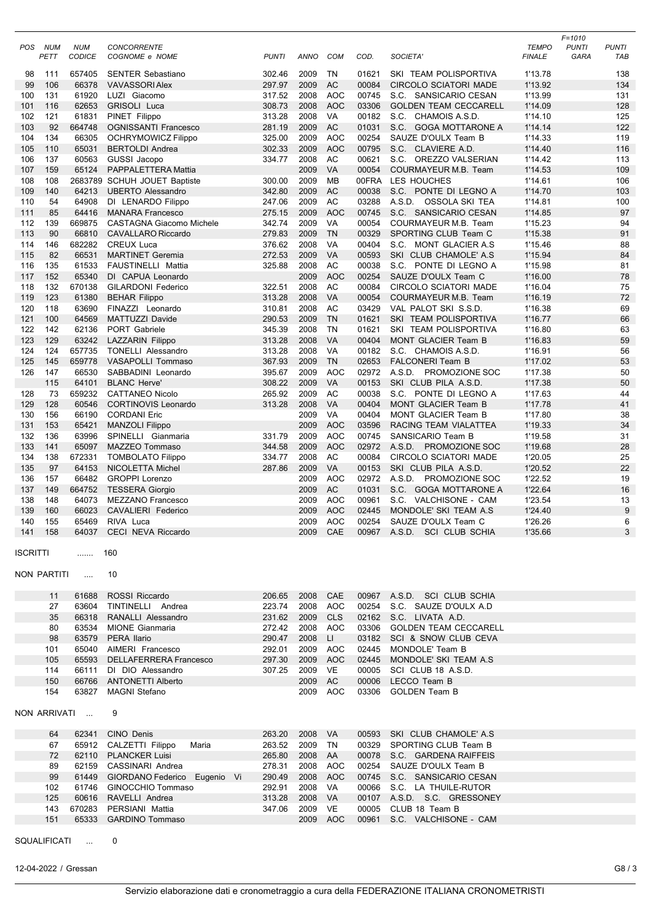| POS | NUM PETT | NUM CODICE | CONCORRENTE COGNOME e NOME | PUNTI | ANNO | COM | COD. | SOCIETA' | TEMPO FINALE | F=1010 PUNTI GARA | PUNTI TAB |
|---|---|---|---|---|---|---|---|---|---|---|---|
| 98 | 111 | 657405 | SENTER Sebastiano | 302.46 | 2009 | TN | 01621 | SKI TEAM POLISPORTIVA | 1'13.78 | | 138 |
| 99 | 106 | 66378 | VAVASSORI Alex | 297.97 | 2009 | AC | 00084 | CIRCOLO SCIATORI MADE | 1'13.92 | | 134 |
| 100 | 131 | 61920 | LUZI Giacomo | 317.52 | 2008 | AOC | 00745 | S.C. SANSICARIO CESAN | 1'13.99 | | 131 |
| 101 | 116 | 62653 | GRISOLI Luca | 308.73 | 2008 | AOC | 03306 | GOLDEN TEAM CECCARELL | 1'14.09 | | 128 |
| 102 | 121 | 61831 | PINET Filippo | 313.28 | 2008 | VA | 00182 | S.C. CHAMOIS A.S.D. | 1'14.10 | | 125 |
| 103 | 92 | 664748 | OGNISSANTI Francesco | 281.19 | 2009 | AC | 01031 | S.C. GOGA MOTTARONE A | 1'14.14 | | 122 |
| 104 | 134 | 66305 | OCHRYMOWICZ Filippo | 325.00 | 2009 | AOC | 00254 | SAUZE D'OULX Team B | 1'14.33 | | 119 |
| 105 | 110 | 65031 | BERTOLDI Andrea | 302.33 | 2009 | AOC | 00795 | S.C. CLAVIERE A.D. | 1'14.40 | | 116 |
| 106 | 137 | 60563 | GUSSI Jacopo | 334.77 | 2008 | AC | 00621 | S.C. OREZZO VALSERIAN | 1'14.42 | | 113 |
| 107 | 159 | 65124 | PAPPALETTERA Mattia | | 2009 | VA | 00054 | COURMAYEUR M.B. Team | 1'14.53 | | 109 |
| 108 | 108 | 2683789 | SCHUH JOUET Baptiste | 300.00 | 2009 | MB | 00FRA | LES HOUCHES | 1'14.61 | | 106 |
| 109 | 140 | 64213 | UBERTO Alessandro | 342.80 | 2009 | AC | 00038 | S.C. PONTE DI LEGNO A | 1'14.70 | | 103 |
| 110 | 54 | 64908 | DI LENARDO Filippo | 247.06 | 2009 | AC | 03288 | A.S.D. OSSOLA SKI TEA | 1'14.81 | | 100 |
| 111 | 85 | 64416 | MANARA Francesco | 275.15 | 2009 | AOC | 00745 | S.C. SANSICARIO CESAN | 1'14.85 | | 97 |
| 112 | 139 | 669875 | CASTAGNA Giacomo Michele | 342.74 | 2009 | VA | 00054 | COURMAYEUR M.B. Team | 1'15.23 | | 94 |
| 113 | 90 | 66810 | CAVALLARO Riccardo | 279.83 | 2009 | TN | 00329 | SPORTING CLUB Team C | 1'15.38 | | 91 |
| 114 | 146 | 682282 | CREUX Luca | 376.62 | 2008 | VA | 00404 | S.C. MONT GLACIER A.S | 1'15.46 | | 88 |
| 115 | 82 | 66531 | MARTINET Geremia | 272.53 | 2009 | VA | 00593 | SKI CLUB CHAMOLE' A.S | 1'15.94 | | 84 |
| 116 | 135 | 61533 | FAUSTINELLI Mattia | 325.88 | 2008 | AC | 00038 | S.C. PONTE DI LEGNO A | 1'15.98 | | 81 |
| 117 | 152 | 65340 | DI CAPUA Leonardo | | 2009 | AOC | 00254 | SAUZE D'OULX Team C | 1'16.00 | | 78 |
| 118 | 132 | 670138 | GILARDONI Federico | 322.51 | 2008 | AC | 00084 | CIRCOLO SCIATORI MADE | 1'16.04 | | 75 |
| 119 | 123 | 61380 | BEHAR Filippo | 313.28 | 2008 | VA | 00054 | COURMAYEUR M.B. Team | 1'16.19 | | 72 |
| 120 | 118 | 63690 | FINAZZI Leonardo | 310.81 | 2008 | AC | 03429 | VAL PALOT SKI S.S.D. | 1'16.38 | | 69 |
| 121 | 100 | 64569 | MATTUZZI Davide | 290.53 | 2009 | TN | 01621 | SKI TEAM POLISPORTIVA | 1'16.77 | | 66 |
| 122 | 142 | 62136 | PORT Gabriele | 345.39 | 2008 | TN | 01621 | SKI TEAM POLISPORTIVA | 1'16.80 | | 63 |
| 123 | 129 | 63242 | LAZZARIN Filippo | 313.28 | 2008 | VA | 00404 | MONT GLACIER Team B | 1'16.83 | | 59 |
| 124 | 124 | 657735 | TONELLI Alessandro | 313.28 | 2008 | VA | 00182 | S.C. CHAMOIS A.S.D. | 1'16.91 | | 56 |
| 125 | 145 | 659778 | VASAPOLLI Tommaso | 367.93 | 2009 | TN | 02653 | FALCONERI Team B | 1'17.02 | | 53 |
| 126 | 147 | 66530 | SABBADINI Leonardo | 395.67 | 2009 | AOC | 02972 | A.S.D. PROMOZIONE SOC | 1'17.38 | | 50 |
| | 115 | 64101 | BLANC Herve' | 308.22 | 2009 | VA | 00153 | SKI CLUB PILA A.S.D. | 1'17.38 | | 50 |
| 128 | 73 | 659232 | CATTANEO Nicolo | 265.92 | 2009 | AC | 00038 | S.C. PONTE DI LEGNO A | 1'17.63 | | 44 |
| 129 | 128 | 60546 | CORTINOVIS Leonardo | 313.28 | 2008 | VA | 00404 | MONT GLACIER Team B | 1'17.78 | | 41 |
| 130 | 156 | 66190 | CORDANI Eric | | 2009 | VA | 00404 | MONT GLACIER Team B | 1'17.80 | | 38 |
| 131 | 153 | 65421 | MANZOLI Filippo | | 2009 | AOC | 03596 | RACING TEAM VIALATTEA | 1'19.33 | | 34 |
| 132 | 136 | 63996 | SPINELLI Gianmaria | 331.79 | 2009 | AOC | 00745 | SANSICARIO Team B | 1'19.58 | | 31 |
| 133 | 141 | 65097 | MAZZEO Tommaso | 344.58 | 2009 | AOC | 02972 | A.S.D. PROMOZIONE SOC | 1'19.68 | | 28 |
| 134 | 138 | 672331 | TOMBOLATO Filippo | 334.77 | 2008 | AC | 00084 | CIRCOLO SCIATORI MADE | 1'20.05 | | 25 |
| 135 | 97 | 64153 | NICOLETTA Michel | 287.86 | 2009 | VA | 00153 | SKI CLUB PILA A.S.D. | 1'20.52 | | 22 |
| 136 | 157 | 66482 | GROPPI Lorenzo | | 2009 | AOC | 02972 | A.S.D. PROMOZIONE SOC | 1'22.52 | | 19 |
| 137 | 149 | 664752 | TESSERA Giorgio | | 2009 | AC | 01031 | S.C. GOGA MOTTARONE A | 1'22.64 | | 16 |
| 138 | 148 | 64073 | MEZZANO Francesco | | 2009 | AOC | 00961 | S.C. VALCHISONE - CAM | 1'23.54 | | 13 |
| 139 | 160 | 66023 | CAVALIERI Federico | | 2009 | AOC | 02445 | MONDOLE' SKI TEAM A.S | 1'24.40 | | 9 |
| 140 | 155 | 65469 | RIVA Luca | | 2009 | AOC | 00254 | SAUZE D'OULX Team C | 1'26.26 | | 6 |
| 141 | 158 | 64037 | CECI NEVA Riccardo | | 2009 | CAE | 00967 | A.S.D. SCI CLUB SCHIA | 1'35.66 | | 3 |

ISCRITTI ....... 160

NON PARTITI .... 10

| NUM PETT | NUM CODICE | COGNOME e NOME | PUNTI | ANNO | COM | COD. | SOCIETA' |
|---|---|---|---|---|---|---|---|
| 11 | 61688 | ROSSI Riccardo | 206.65 | 2008 | CAE | 00967 | A.S.D. SCI CLUB SCHIA |
| 27 | 63604 | TINTINELLI Andrea | 223.74 | 2008 | AOC | 00254 | S.C. SAUZE D'OULX A.D |
| 35 | 66318 | RANALLI Alessandro | 231.62 | 2009 | CLS | 02162 | S.C. LIVATA A.D. |
| 80 | 63534 | MIONE Gianmaria | 272.42 | 2008 | AOC | 03306 | GOLDEN TEAM CECCARELL |
| 98 | 63579 | PERA Ilario | 290.47 | 2008 | LI | 03182 | SCI & SNOW CLUB CEVA |
| 101 | 65040 | AIMERI Francesco | 292.01 | 2009 | AOC | 02445 | MONDOLE' Team B |
| 105 | 65593 | DELLAFERRERA Francesco | 297.30 | 2009 | AOC | 02445 | MONDOLE' SKI TEAM A.S |
| 114 | 66111 | DI DIO Alessandro | 307.25 | 2009 | VE | 00005 | SCI CLUB 18 A.S.D. |
| 150 | 66766 | ANTONETTI Alberto | | 2009 | AC | 00006 | LECCO Team B |
| 154 | 63827 | MAGNI Stefano | | 2009 | AOC | 03306 | GOLDEN Team B |

NON ARRIVATI ... 9

| NUM PETT | NUM CODICE | COGNOME e NOME | PUNTI | ANNO | COM | COD. | SOCIETA' |
|---|---|---|---|---|---|---|---|
| 64 | 62341 | CINO Denis | 263.20 | 2008 | VA | 00593 | SKI CLUB CHAMOLE' A.S |
| 67 | 65912 | CALZETTI Filippo Maria | 263.52 | 2009 | TN | 00329 | SPORTING CLUB Team B |
| 72 | 62110 | PLANCKER Luisi | 265.80 | 2008 | AA | 00078 | S.C. GARDENA RAIFFEIS |
| 89 | 62159 | CASSINARI Andrea | 278.31 | 2008 | AOC | 00254 | SAUZE D'OULX Team B |
| 99 | 61449 | GIORDANO Federico Eugenio Vi | 290.49 | 2008 | AOC | 00745 | S.C. SANSICARIO CESAN |
| 102 | 61746 | GINOCCHIO Tommaso | 292.91 | 2008 | VA | 00066 | S.C. LA THUILE-RUTOR |
| 125 | 60616 | RAVELLI Andrea | 313.28 | 2008 | VA | 00107 | A.S.D. S.C. GRESSONEY |
| 143 | 670283 | PERSIANI Mattia | 347.06 | 2009 | VE | 00005 | CLUB 18 Team B |
| 151 | 65333 | GARDINO Tommaso | | 2009 | AOC | 00961 | S.C. VALCHISONE - CAM |

SQUALIFICATI ... 0

12-04-2022 / Gressan

Servizio elaborazione dati e cronometraggio a cura della FEDERAZIONE ITALIANA CRONOMETRISTI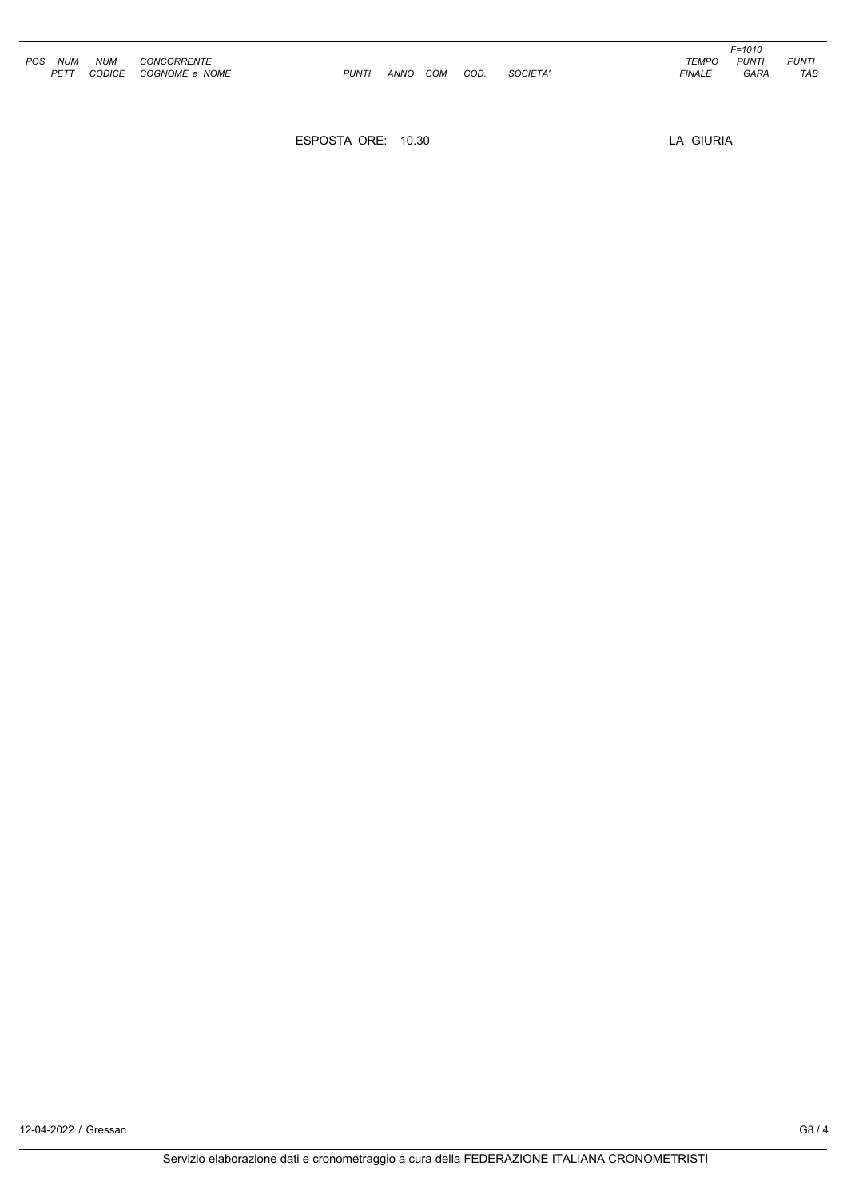| POS | NUM PETT | NUM CODICE | CONCORRENTE COGNOME e NOME | PUNTI | ANNO | COM | COD. | SOCIETA' | TEMPO FINALE | F=1010 PUNTI GARA | PUNTI TAB |
|---|---|---|---|---|---|---|---|---|---|---|---|

ESPOSTA ORE: 10.30

LA GIURIA

12-04-2022 / Gressan

Servizio elaborazione dati e cronometraggio a cura della FEDERAZIONE ITALIANA CRONOMETRISTI